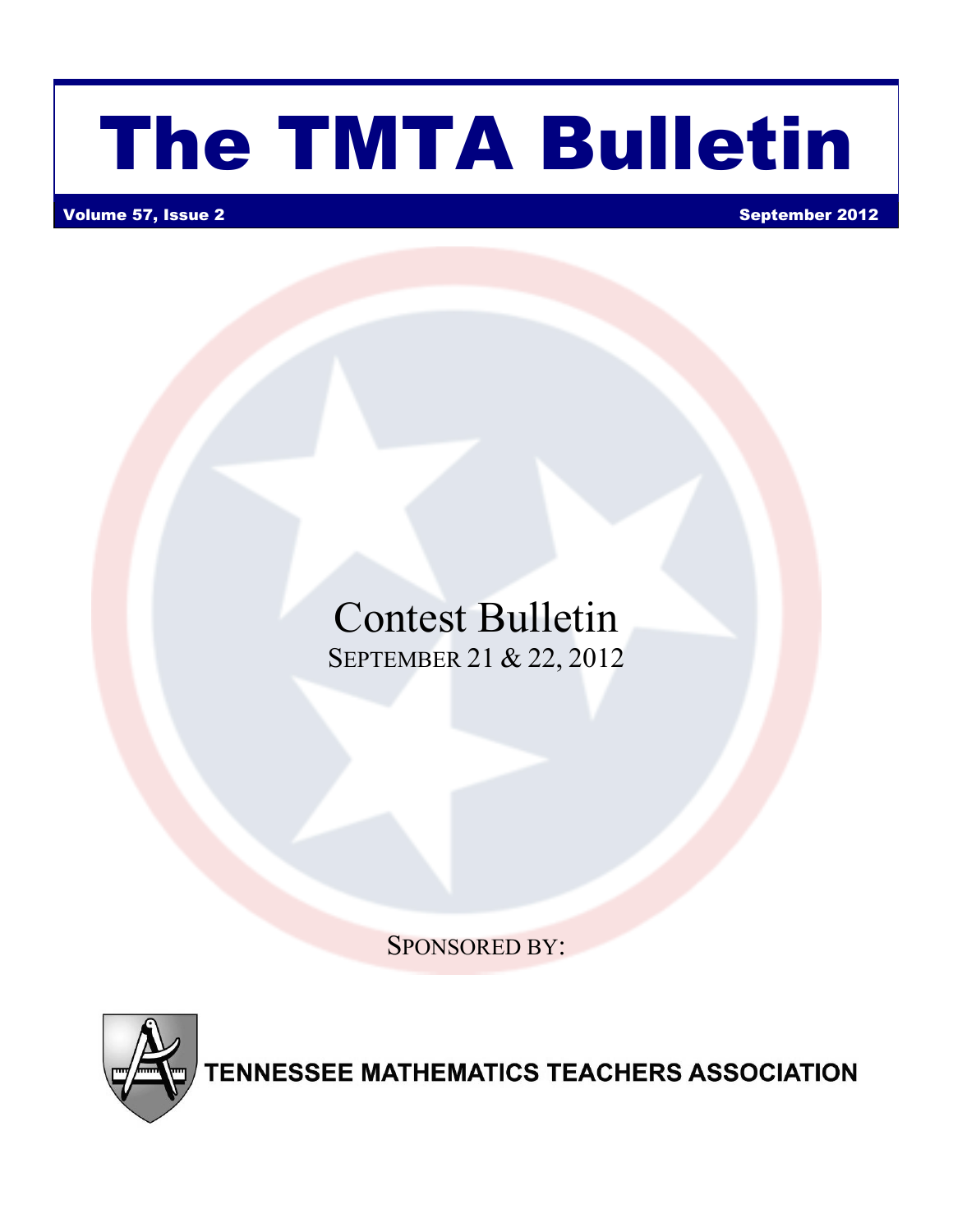# The TMTA Bulletin

**Volume 57, Issue 2** **September 2012**

## Contest Bulletin

SEPTEMBER 21 & 22, 2012

SPONSORED BY:

TENNESSEE MATHEMATICS TEACHERS ASSOCIATION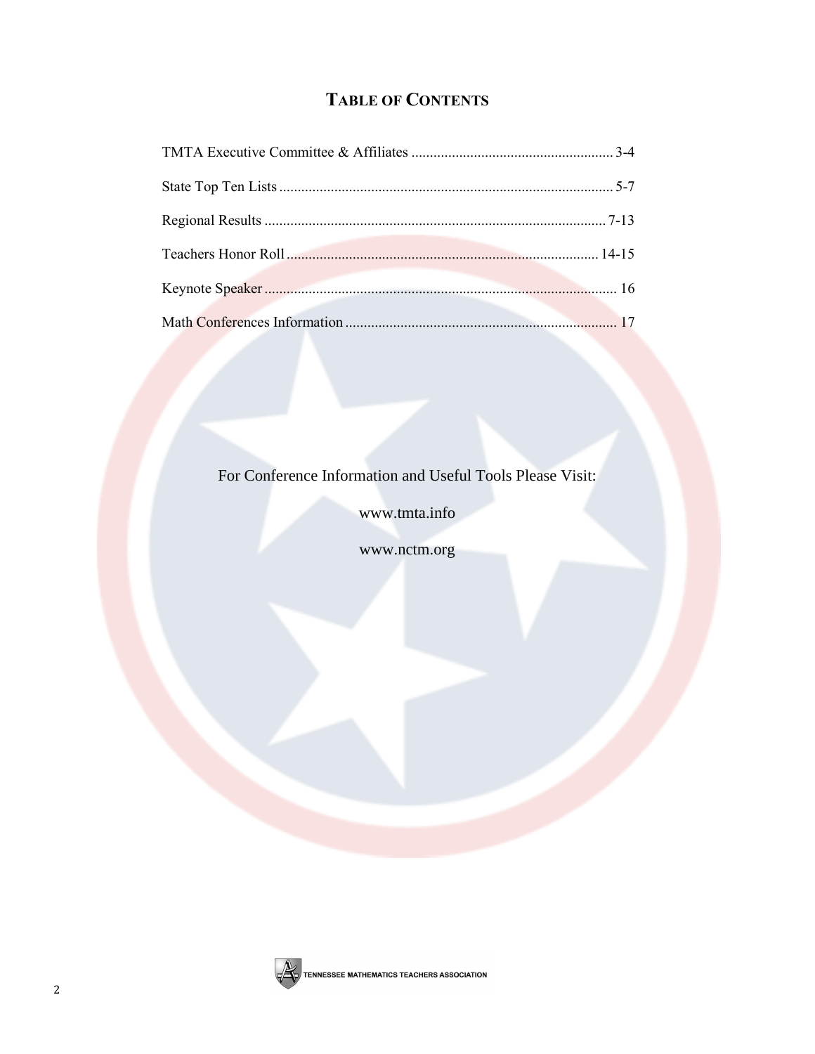# TABLE OF CONTENTS

TMTA Executive Committee & Affiliates ........................................ 3-4

State Top Ten Lists ........................................ 5-7

Regional Results ........................................ 7-13

Teachers Honor Roll ........................................ 14-15

Keynote Speaker ........................................ 16

Math Conferences Information ........................................ 17

For Conference Information and Useful Tools Please Visit:

www.tmta.info

www.nctm.org

TENNESSEE MATHEMATICS TEACHERS ASSOCIATION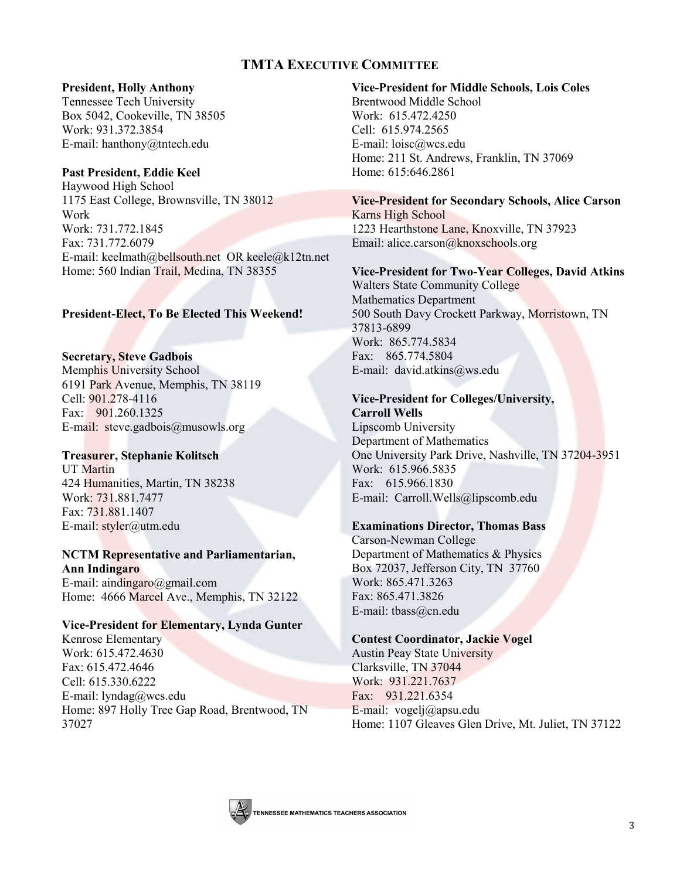## TMTA Executive Committee

**President, Holly Anthony**
Tennessee Tech University
Box 5042, Cookeville, TN 38505
Work: 931.372.3854
E-mail: hanthony@tntech.edu

**Past President, Eddie Keel**
Haywood High School
1175 East College, Brownsville, TN 38012
Work
Work: 731.772.1845
Fax: 731.772.6079
E-mail: keelmath@bellsouth.net OR keele@k12tn.net
Home: 560 Indian Trail, Medina, TN 38355

**President-Elect, To Be Elected This Weekend!**

**Secretary, Steve Gadbois**
Memphis University School
6191 Park Avenue, Memphis, TN 38119
Cell: 901.278-4116
Fax: 901.260.1325
E-mail: steve.gadbois@musowls.org

**Treasurer, Stephanie Kolitsch**
UT Martin
424 Humanities, Martin, TN 38238
Work: 731.881.7477
Fax: 731.881.1407
E-mail: styler@utm.edu

**NCTM Representative and Parliamentarian, Ann Indingaro**
E-mail: aindingaro@gmail.com
Home: 4666 Marcel Ave., Memphis, TN 32122

**Vice-President for Elementary, Lynda Gunter**
Kenrose Elementary
Work: 615.472.4630
Fax: 615.472.4646
Cell: 615.330.6222
E-mail: lyndag@wcs.edu
Home: 897 Holly Tree Gap Road, Brentwood, TN 37027

**Vice-President for Middle Schools, Lois Coles**
Brentwood Middle School
Work: 615.472.4250
Cell: 615.974.2565
E-mail: loisc@wcs.edu
Home: 211 St. Andrews, Franklin, TN 37069
Home: 615:646.2861

**Vice-President for Secondary Schools, Alice Carson**
Karns High School
1223 Hearthstone Lane, Knoxville, TN 37923
Email: alice.carson@knoxschools.org

**Vice-President for Two-Year Colleges, David Atkins**
Walters State Community College
Mathematics Department
500 South Davy Crockett Parkway, Morristown, TN 37813-6899
Work: 865.774.5834
Fax: 865.774.5804
E-mail: david.atkins@ws.edu

**Vice-President for Colleges/University, Carroll Wells**
Lipscomb University
Department of Mathematics
One University Park Drive, Nashville, TN 37204-3951
Work: 615.966.5835
Fax: 615.966.1830
E-mail: Carroll.Wells@lipscomb.edu

**Examinations Director, Thomas Bass**
Carson-Newman College
Department of Mathematics & Physics
Box 72037, Jefferson City, TN 37760
Work: 865.471.3263
Fax: 865.471.3826
E-mail: tbass@cn.edu

**Contest Coordinator, Jackie Vogel**
Austin Peay State University
Clarksville, TN 37044
Work: 931.221.7637
Fax: 931.221.6354
E-mail: vogelj@apsu.edu
Home: 1107 Gleaves Glen Drive, Mt. Juliet, TN 37122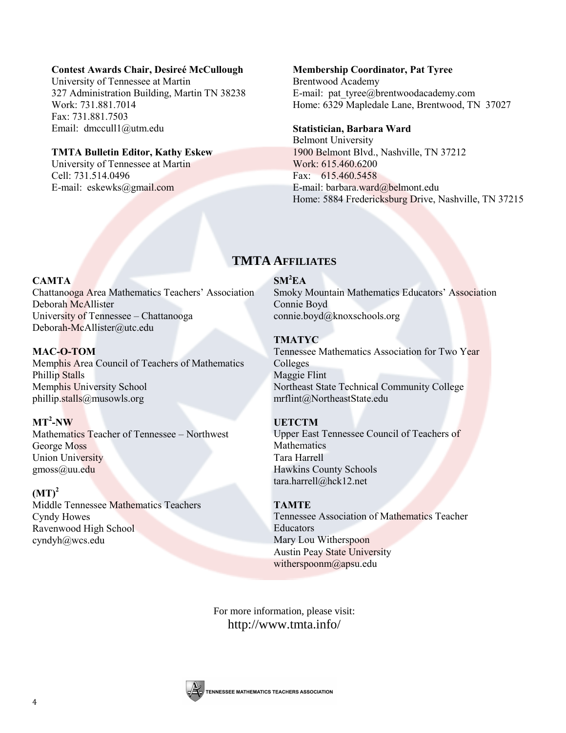**Contest Awards Chair, Desireé McCullough**
University of Tennessee at Martin
327 Administration Building, Martin TN 38238
Work: 731.881.7014
Fax: 731.881.7503
Email: dmccull1@utm.edu

**TMTA Bulletin Editor, Kathy Eskew**
University of Tennessee at Martin
Cell: 731.514.0496
E-mail: eskewks@gmail.com

**Membership Coordinator, Pat Tyree**
Brentwood Academy
E-mail: pat_tyree@brentwoodacademy.com
Home: 6329 Mapledale Lane, Brentwood, TN 37027

**Statistician, Barbara Ward**
Belmont University
1900 Belmont Blvd., Nashville, TN 37212
Work: 615.460.6200
Fax: 615.460.5458
E-mail: barbara.ward@belmont.edu
Home: 5884 Fredericksburg Drive, Nashville, TN 37215

## TMTA AFFILIATES

**CAMTA**
Chattanooga Area Mathematics Teachers' Association
Deborah McAllister
University of Tennessee – Chattanooga
Deborah-McAllister@utc.edu

**MAC-O-TOM**
Memphis Area Council of Teachers of Mathematics
Phillip Stalls
Memphis University School
phillip.stalls@musowls.org

**$MT^2$-NW**
Mathematics Teacher of Tennessee – Northwest
George Moss
Union University
gmoss@uu.edu

**$(MT)^2$**
Middle Tennessee Mathematics Teachers
Cyndy Howes
Ravenwood High School
cyndyh@wcs.edu

**$SM^2EA$**
Smoky Mountain Mathematics Educators' Association
Connie Boyd
connie.boyd@knoxschools.org

**TMATYC**
Tennessee Mathematics Association for Two Year Colleges
Maggie Flint
Northeast State Technical Community College
mrflint@NortheastState.edu

**UETCTM**
Upper East Tennessee Council of Teachers of Mathematics
Tara Harrell
Hawkins County Schools
tara.harrell@hck12.net

**TAMTE**
Tennessee Association of Mathematics Teacher Educators
Mary Lou Witherspoon
Austin Peay State University
witherspoonm@apsu.edu

For more information, please visit:
http://www.tmta.info/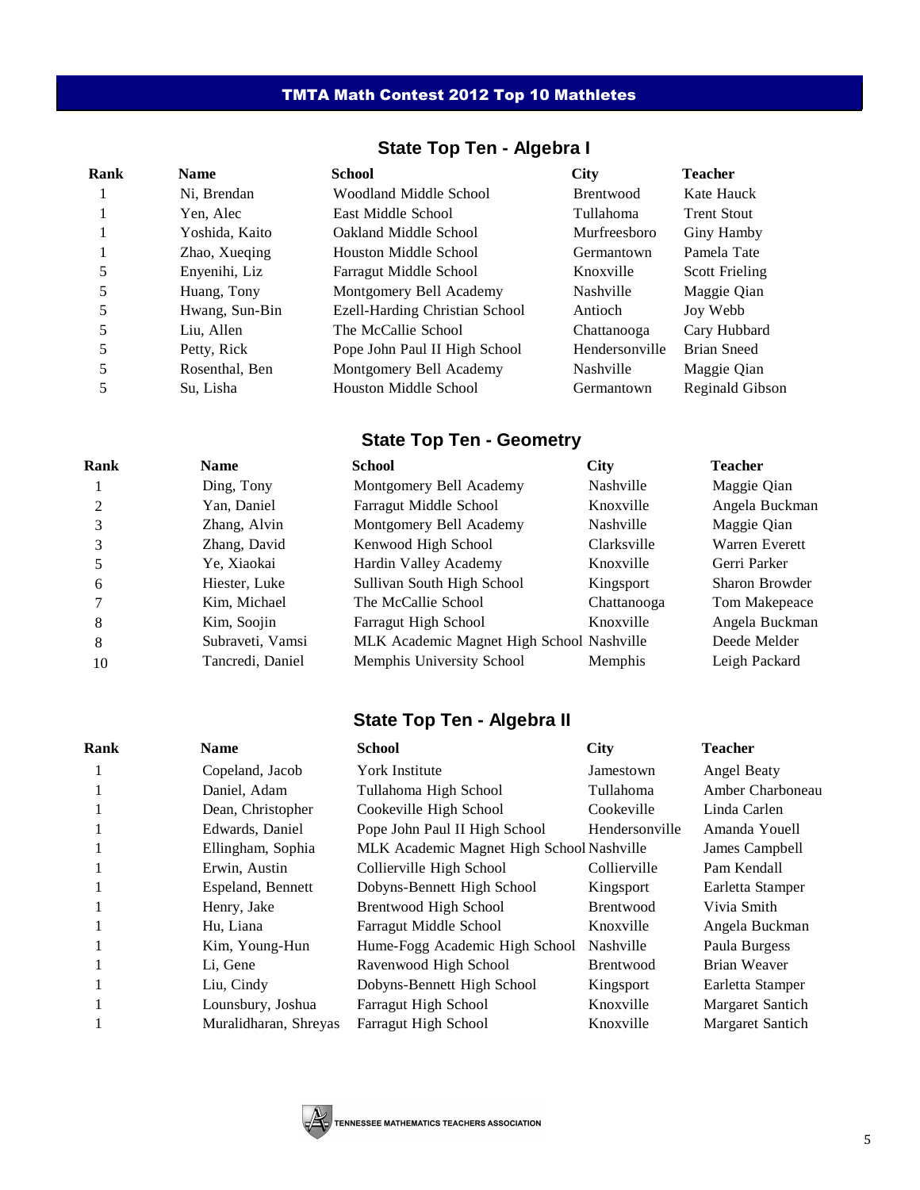# TMTA Math Contest 2012 Top 10 Mathletes

## State Top Ten - Algebra I

| Rank | Name | School | City | Teacher |
|---|---|---|---|---|
| 1 | Ni, Brendan | Woodland Middle School | Brentwood | Kate Hauck |
| 1 | Yen, Alec | East Middle School | Tullahoma | Trent Stout |
| 1 | Yoshida, Kaito | Oakland Middle School | Murfreesboro | Giny Hamby |
| 1 | Zhao, Xueqing | Houston Middle School | Germantown | Pamela Tate |
| 5 | Enyenihi, Liz | Farragut Middle School | Knoxville | Scott Frieling |
| 5 | Huang, Tony | Montgomery Bell Academy | Nashville | Maggie Qian |
| 5 | Hwang, Sun-Bin | Ezell-Harding Christian School | Antioch | Joy Webb |
| 5 | Liu, Allen | The McCallie School | Chattanooga | Cary Hubbard |
| 5 | Petty, Rick | Pope John Paul II High School | Hendersonville | Brian Sneed |
| 5 | Rosenthal, Ben | Montgomery Bell Academy | Nashville | Maggie Qian |
| 5 | Su, Lisha | Houston Middle School | Germantown | Reginald Gibson |

## State Top Ten - Geometry

| Rank | Name | School | City | Teacher |
|---|---|---|---|---|
| 1 | Ding, Tony | Montgomery Bell Academy | Nashville | Maggie Qian |
| 2 | Yan, Daniel | Farragut Middle School | Knoxville | Angela Buckman |
| 3 | Zhang, Alvin | Montgomery Bell Academy | Nashville | Maggie Qian |
| 3 | Zhang, David | Kenwood High School | Clarksville | Warren Everett |
| 5 | Ye, Xiaokai | Hardin Valley Academy | Knoxville | Gerri Parker |
| 6 | Hiester, Luke | Sullivan South High School | Kingsport | Sharon Browder |
| 7 | Kim, Michael | The McCallie School | Chattanooga | Tom Makepeace |
| 8 | Kim, Soojin | Farragut High School | Knoxville | Angela Buckman |
| 8 | Subraveti, Vamsi | MLK Academic Magnet High School | Nashville | Deede Melder |
| 10 | Tancredi, Daniel | Memphis University School | Memphis | Leigh Packard |

## State Top Ten - Algebra II

| Rank | Name | School | City | Teacher |
|---|---|---|---|---|
| 1 | Copeland, Jacob | York Institute | Jamestown | Angel Beaty |
| 1 | Daniel, Adam | Tullahoma High School | Tullahoma | Amber Charboneau |
| 1 | Dean, Christopher | Cookeville High School | Cookeville | Linda Carlen |
| 1 | Edwards, Daniel | Pope John Paul II High School | Hendersonville | Amanda Youell |
| 1 | Ellingham, Sophia | MLK Academic Magnet High School | Nashville | James Campbell |
| 1 | Erwin, Austin | Collierville High School | Collierville | Pam Kendall |
| 1 | Espeland, Bennett | Dobyns-Bennett High School | Kingsport | Earletta Stamper |
| 1 | Henry, Jake | Brentwood High School | Brentwood | Vivia Smith |
| 1 | Hu, Liana | Farragut Middle School | Knoxville | Angela Buckman |
| 1 | Kim, Young-Hun | Hume-Fogg Academic High School | Nashville | Paula Burgess |
| 1 | Li, Gene | Ravenwood High School | Brentwood | Brian Weaver |
| 1 | Liu, Cindy | Dobyns-Bennett High School | Kingsport | Earletta Stamper |
| 1 | Lounsbury, Joshua | Farragut High School | Knoxville | Margaret Santich |
| 1 | Muralidharan, Shreyas | Farragut High School | Knoxville | Margaret Santich |

TENNESSEE MATHEMATICS TEACHERS ASSOCIATION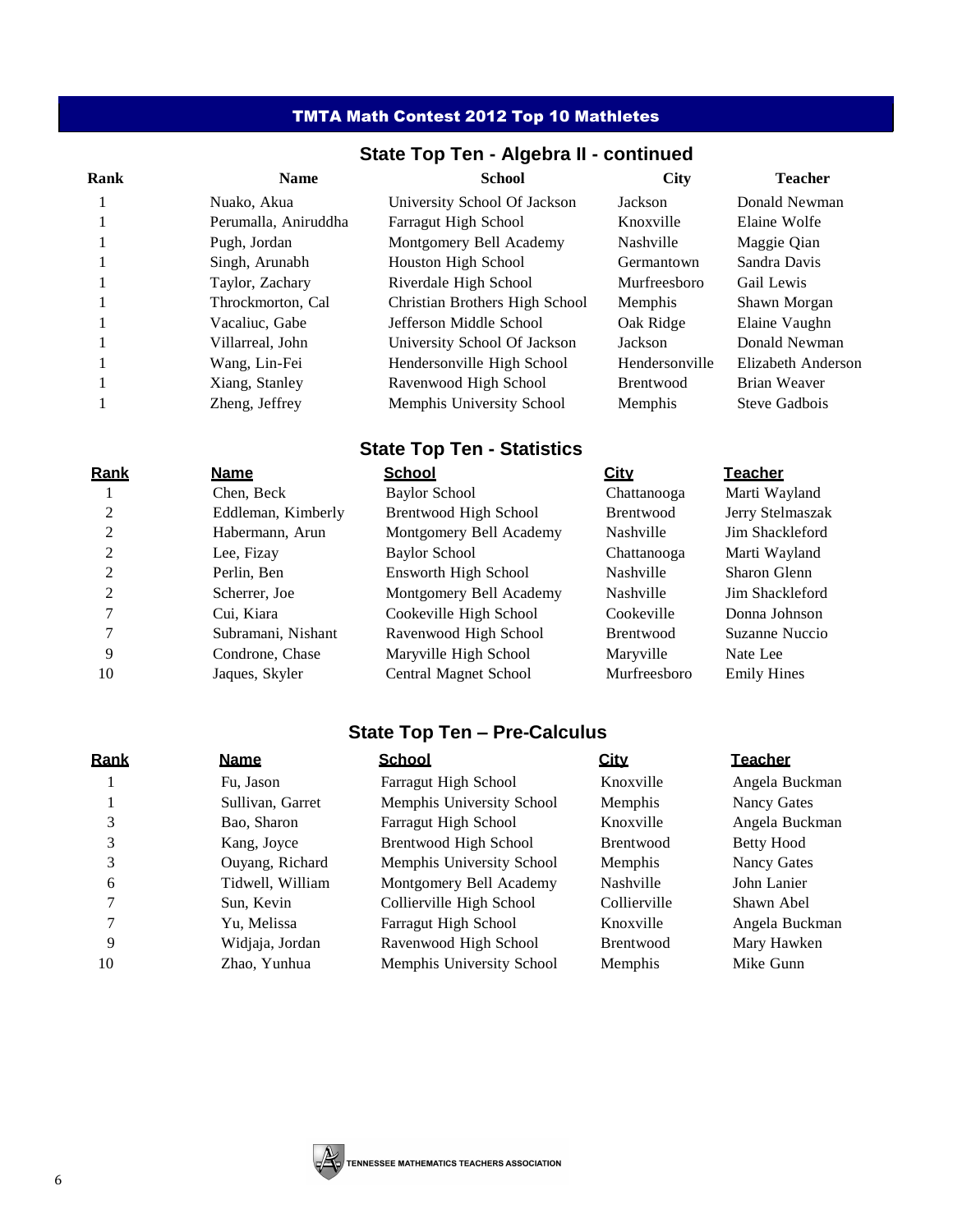# TMTA Math Contest 2012 Top 10 Mathletes

## State Top Ten - Algebra II - continued

| Rank | Name | School | City | Teacher |
|---|---|---|---|---|
| 1 | Nuako, Akua | University School Of Jackson | Jackson | Donald Newman |
| 1 | Perumalla, Aniruddha | Farragut High School | Knoxville | Elaine Wolfe |
| 1 | Pugh, Jordan | Montgomery Bell Academy | Nashville | Maggie Qian |
| 1 | Singh, Arunabh | Houston High School | Germantown | Sandra Davis |
| 1 | Taylor, Zachary | Riverdale High School | Murfreesboro | Gail Lewis |
| 1 | Throckmorton, Cal | Christian Brothers High School | Memphis | Shawn Morgan |
| 1 | Vacaliuc, Gabe | Jefferson Middle School | Oak Ridge | Elaine Vaughn |
| 1 | Villarreal, John | University School Of Jackson | Jackson | Donald Newman |
| 1 | Wang, Lin-Fei | Hendersonville High School | Hendersonville | Elizabeth Anderson |
| 1 | Xiang, Stanley | Ravenwood High School | Brentwood | Brian Weaver |
| 1 | Zheng, Jeffrey | Memphis University School | Memphis | Steve Gadbois |

## State Top Ten - Statistics

| Rank | Name | School | City | Teacher |
|---|---|---|---|---|
| 1 | Chen, Beck | Baylor School | Chattanooga | Marti Wayland |
| 2 | Eddleman, Kimberly | Brentwood High School | Brentwood | Jerry Stelmaszak |
| 2 | Habermann, Arun | Montgomery Bell Academy | Nashville | Jim Shackleford |
| 2 | Lee, Fizay | Baylor School | Chattanooga | Marti Wayland |
| 2 | Perlin, Ben | Ensworth High School | Nashville | Sharon Glenn |
| 2 | Scherrer, Joe | Montgomery Bell Academy | Nashville | Jim Shackleford |
| 7 | Cui, Kiara | Cookeville High School | Cookeville | Donna Johnson |
| 7 | Subramani, Nishant | Ravenwood High School | Brentwood | Suzanne Nuccio |
| 9 | Condrone, Chase | Maryville High School | Maryville | Nate Lee |
| 10 | Jaques, Skyler | Central Magnet School | Murfreesboro | Emily Hines |

## State Top Ten – Pre-Calculus

| Rank | Name | School | City | Teacher |
|---|---|---|---|---|
| 1 | Fu, Jason | Farragut High School | Knoxville | Angela Buckman |
| 1 | Sullivan, Garret | Memphis University School | Memphis | Nancy Gates |
| 3 | Bao, Sharon | Farragut High School | Knoxville | Angela Buckman |
| 3 | Kang, Joyce | Brentwood High School | Brentwood | Betty Hood |
| 3 | Ouyang, Richard | Memphis University School | Memphis | Nancy Gates |
| 6 | Tidwell, William | Montgomery Bell Academy | Nashville | John Lanier |
| 7 | Sun, Kevin | Collierville High School | Collierville | Shawn Abel |
| 7 | Yu, Melissa | Farragut High School | Knoxville | Angela Buckman |
| 9 | Widjaja, Jordan | Ravenwood High School | Brentwood | Mary Hawken |
| 10 | Zhao, Yunhua | Memphis University School | Memphis | Mike Gunn |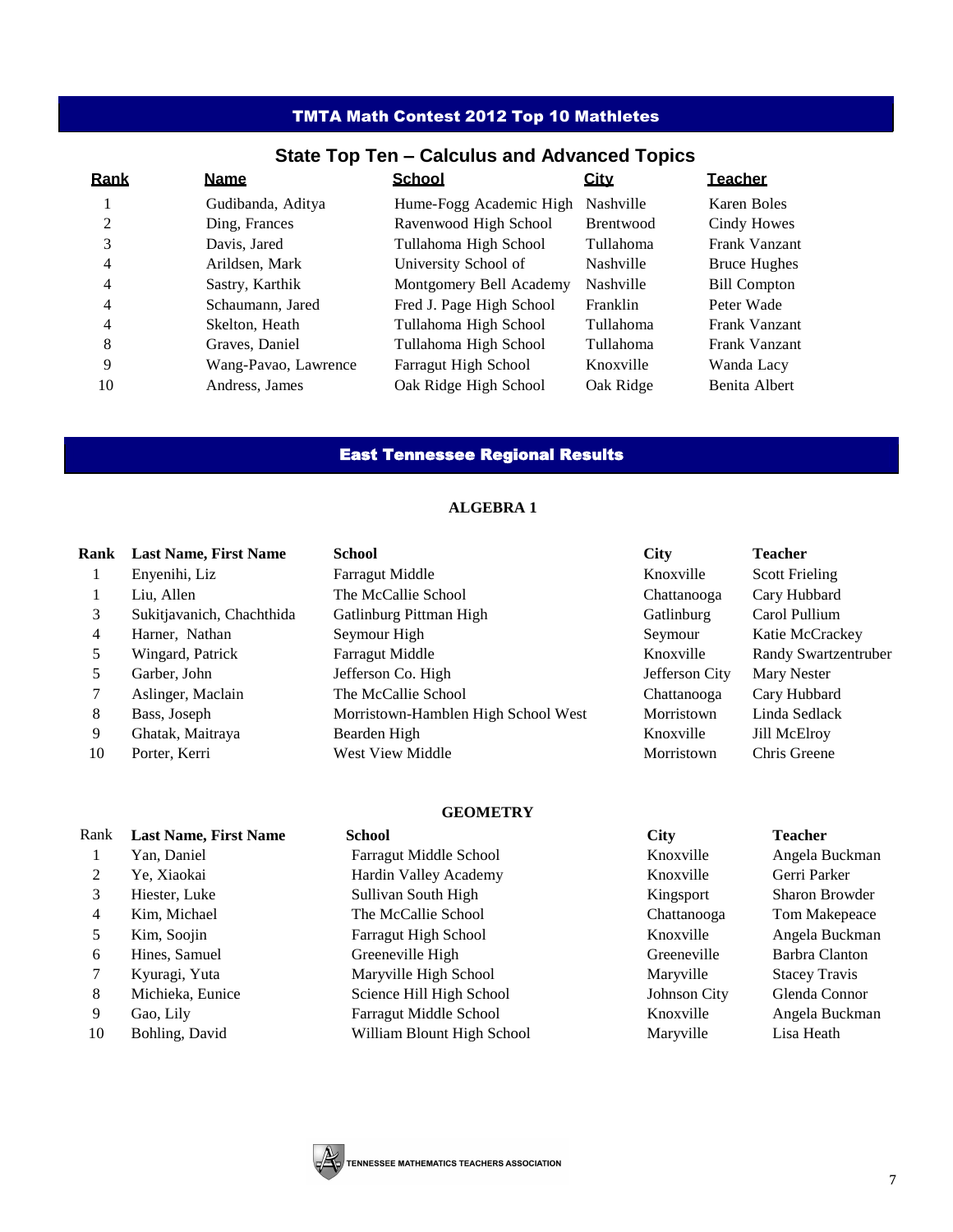## TMTA Math Contest 2012 Top 10 Mathletes

### State Top Ten – Calculus and Advanced Topics

| Rank | Name | School | City | Teacher |
|---|---|---|---|---|
| 1 | Gudibanda, Aditya | Hume-Fogg Academic High | Nashville | Karen Boles |
| 2 | Ding, Frances | Ravenwood High School | Brentwood | Cindy Howes |
| 3 | Davis, Jared | Tullahoma High School | Tullahoma | Frank Vanzant |
| 4 | Arildsen, Mark | University School of | Nashville | Bruce Hughes |
| 4 | Sastry, Karthik | Montgomery Bell Academy | Nashville | Bill Compton |
| 4 | Schaumann, Jared | Fred J. Page High School | Franklin | Peter Wade |
| 4 | Skelton, Heath | Tullahoma High School | Tullahoma | Frank Vanzant |
| 8 | Graves, Daniel | Tullahoma High School | Tullahoma | Frank Vanzant |
| 9 | Wang-Pavao, Lawrence | Farragut High School | Knoxville | Wanda Lacy |
| 10 | Andress, James | Oak Ridge High School | Oak Ridge | Benita Albert |

## East Tennessee Regional Results

### ALGEBRA 1

| Rank | Last Name, First Name | School | City | Teacher |
|---|---|---|---|---|
| 1 | Enyenihi, Liz | Farragut Middle | Knoxville | Scott Frieling |
| 1 | Liu, Allen | The McCallie School | Chattanooga | Cary Hubbard |
| 3 | Sukitjavanich, Chachthida | Gatlinburg Pittman High | Gatlinburg | Carol Pullium |
| 4 | Harner, Nathan | Seymour High | Seymour | Katie McCrackey |
| 5 | Wingard, Patrick | Farragut Middle | Knoxville | Randy Swartzentruber |
| 5 | Garber, John | Jefferson Co. High | Jefferson City | Mary Nester |
| 7 | Aslinger, Maclain | The McCallie School | Chattanooga | Cary Hubbard |
| 8 | Bass, Joseph | Morristown-Hamblen High School West | Morristown | Linda Sedlack |
| 9 | Ghatak, Maitraya | Bearden High | Knoxville | Jill McElroy |
| 10 | Porter, Kerri | West View Middle | Morristown | Chris Greene |

### GEOMETRY

| Rank | Last Name, First Name | School | City | Teacher |
|---|---|---|---|---|
| 1 | Yan, Daniel | Farragut Middle School | Knoxville | Angela Buckman |
| 2 | Ye, Xiaokai | Hardin Valley Academy | Knoxville | Gerri Parker |
| 3 | Hiester, Luke | Sullivan South High | Kingsport | Sharon Browder |
| 4 | Kim, Michael | The McCallie School | Chattanooga | Tom Makepeace |
| 5 | Kim, Soojin | Farragut High School | Knoxville | Angela Buckman |
| 6 | Hines, Samuel | Greeneville High | Greeneville | Barbra Clanton |
| 7 | Kyuragi, Yuta | Maryville High School | Maryville | Stacey Travis |
| 8 | Michieka, Eunice | Science Hill High School | Johnson City | Glenda Connor |
| 9 | Gao, Lily | Farragut Middle School | Knoxville | Angela Buckman |
| 10 | Bohling, David | William Blount High School | Maryville | Lisa Heath |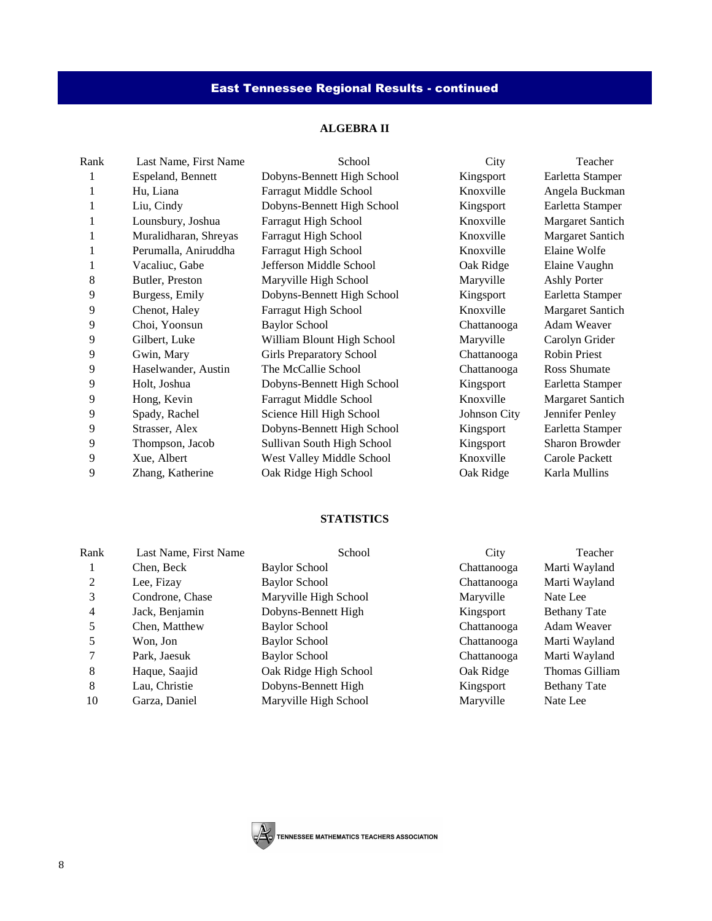## East Tennessee Regional Results - continued

### ALGEBRA II

| Rank | Last Name, First Name | School | City | Teacher |
|---|---|---|---|---|
| 1 | Espeland, Bennett | Dobyns-Bennett High School | Kingsport | Earletta Stamper |
| 1 | Hu, Liana | Farragut Middle School | Knoxville | Angela Buckman |
| 1 | Liu, Cindy | Dobyns-Bennett High School | Kingsport | Earletta Stamper |
| 1 | Lounsbury, Joshua | Farragut High School | Knoxville | Margaret Santich |
| 1 | Muralidharan, Shreyas | Farragut High School | Knoxville | Margaret Santich |
| 1 | Perumalla, Aniruddha | Farragut High School | Knoxville | Elaine Wolfe |
| 1 | Vacaliuc, Gabe | Jefferson Middle School | Oak Ridge | Elaine Vaughn |
| 8 | Butler, Preston | Maryville High School | Maryville | Ashly Porter |
| 9 | Burgess, Emily | Dobyns-Bennett High School | Kingsport | Earletta Stamper |
| 9 | Chenot, Haley | Farragut High School | Knoxville | Margaret Santich |
| 9 | Choi, Yoonsun | Baylor School | Chattanooga | Adam Weaver |
| 9 | Gilbert, Luke | William Blount High School | Maryville | Carolyn Grider |
| 9 | Gwin, Mary | Girls Preparatory School | Chattanooga | Robin Priest |
| 9 | Haselwander, Austin | The McCallie School | Chattanooga | Ross Shumate |
| 9 | Holt, Joshua | Dobyns-Bennett High School | Kingsport | Earletta Stamper |
| 9 | Hong, Kevin | Farragut Middle School | Knoxville | Margaret Santich |
| 9 | Spady, Rachel | Science Hill High School | Johnson City | Jennifer Penley |
| 9 | Strasser, Alex | Dobyns-Bennett High School | Kingsport | Earletta Stamper |
| 9 | Thompson, Jacob | Sullivan South High School | Kingsport | Sharon Browder |
| 9 | Xue, Albert | West Valley Middle School | Knoxville | Carole Packett |
| 9 | Zhang, Katherine | Oak Ridge High School | Oak Ridge | Karla Mullins |

### STATISTICS

| Rank | Last Name, First Name | School | City | Teacher |
|---|---|---|---|---|
| 1 | Chen, Beck | Baylor School | Chattanooga | Marti Wayland |
| 2 | Lee, Fizay | Baylor School | Chattanooga | Marti Wayland |
| 3 | Condrone, Chase | Maryville High School | Maryville | Nate Lee |
| 4 | Jack, Benjamin | Dobyns-Bennett High | Kingsport | Bethany Tate |
| 5 | Chen, Matthew | Baylor School | Chattanooga | Adam Weaver |
| 5 | Won, Jon | Baylor School | Chattanooga | Marti Wayland |
| 7 | Park, Jaesuk | Baylor School | Chattanooga | Marti Wayland |
| 8 | Haque, Saajid | Oak Ridge High School | Oak Ridge | Thomas Gilliam |
| 8 | Lau, Christie | Dobyns-Bennett High | Kingsport | Bethany Tate |
| 10 | Garza, Daniel | Maryville High School | Maryville | Nate Lee |

TENNESSEE MATHEMATICS TEACHERS ASSOCIATION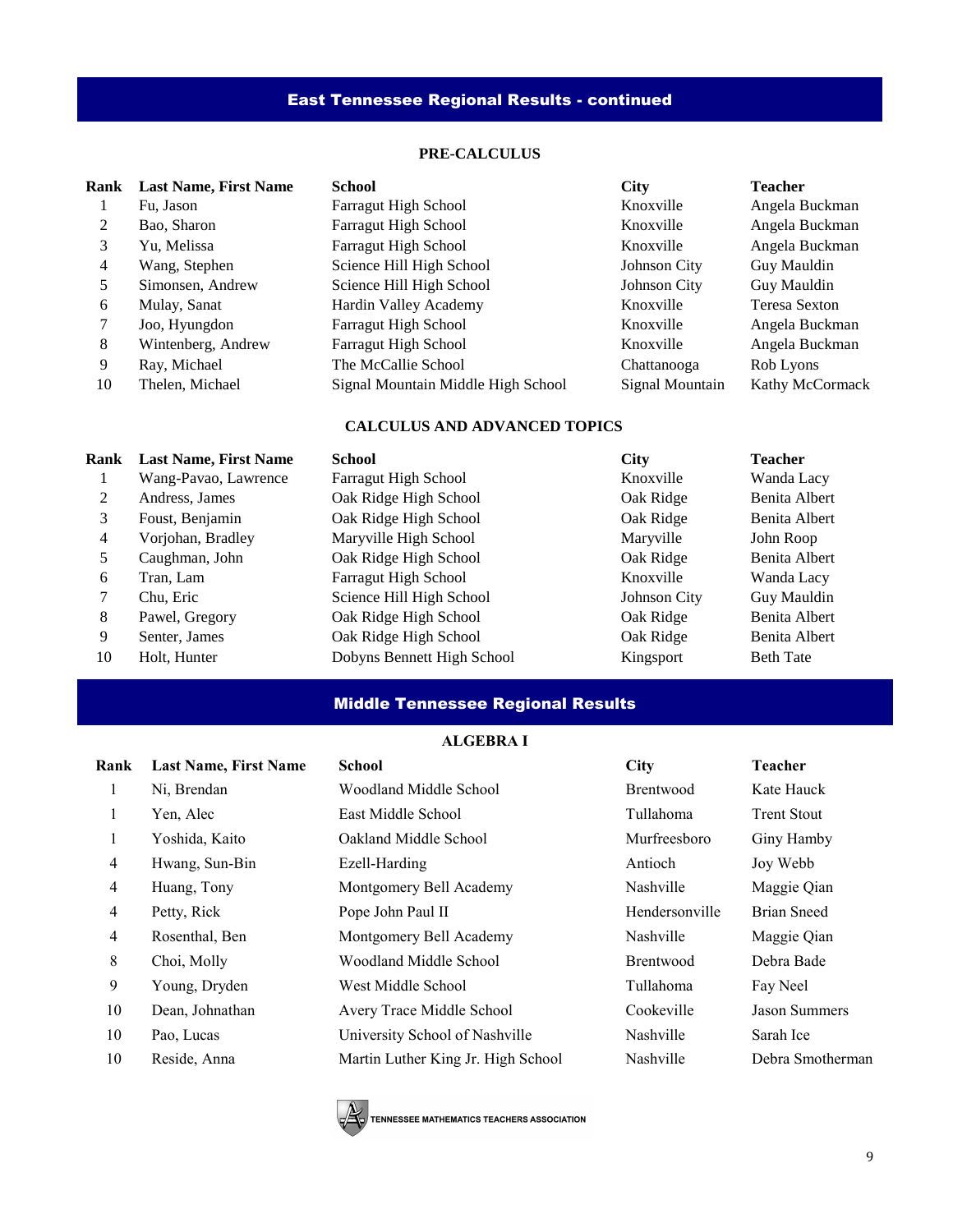## East Tennessee Regional Results - continued

### PRE-CALCULUS

| Rank | Last Name, First Name | School | City | Teacher |
|---|---|---|---|---|
| 1 | Fu, Jason | Farragut High School | Knoxville | Angela Buckman |
| 2 | Bao, Sharon | Farragut High School | Knoxville | Angela Buckman |
| 3 | Yu, Melissa | Farragut High School | Knoxville | Angela Buckman |
| 4 | Wang, Stephen | Science Hill High School | Johnson City | Guy Mauldin |
| 5 | Simonsen, Andrew | Science Hill High School | Johnson City | Guy Mauldin |
| 6 | Mulay, Sanat | Hardin Valley Academy | Knoxville | Teresa Sexton |
| 7 | Joo, Hyungdon | Farragut High School | Knoxville | Angela Buckman |
| 8 | Wintenberg, Andrew | Farragut High School | Knoxville | Angela Buckman |
| 9 | Ray, Michael | The McCallie School | Chattanooga | Rob Lyons |
| 10 | Thelen, Michael | Signal Mountain Middle High School | Signal Mountain | Kathy McCormack |

### CALCULUS AND ADVANCED TOPICS

| Rank | Last Name, First Name | School | City | Teacher |
|---|---|---|---|---|
| 1 | Wang-Pavao, Lawrence | Farragut High School | Knoxville | Wanda Lacy |
| 2 | Andress, James | Oak Ridge High School | Oak Ridge | Benita Albert |
| 3 | Foust, Benjamin | Oak Ridge High School | Oak Ridge | Benita Albert |
| 4 | Vorjohan, Bradley | Maryville High School | Maryville | John Roop |
| 5 | Caughman, John | Oak Ridge High School | Oak Ridge | Benita Albert |
| 6 | Tran, Lam | Farragut High School | Knoxville | Wanda Lacy |
| 7 | Chu, Eric | Science Hill High School | Johnson City | Guy Mauldin |
| 8 | Pawel, Gregory | Oak Ridge High School | Oak Ridge | Benita Albert |
| 9 | Senter, James | Oak Ridge High School | Oak Ridge | Benita Albert |
| 10 | Holt, Hunter | Dobyns Bennett High School | Kingsport | Beth Tate |

## Middle Tennessee Regional Results

### ALGEBRA I

| Rank | Last Name, First Name | School | City | Teacher |
|---|---|---|---|---|
| 1 | Ni, Brendan | Woodland Middle School | Brentwood | Kate Hauck |
| 1 | Yen, Alec | East Middle School | Tullahoma | Trent Stout |
| 1 | Yoshida, Kaito | Oakland Middle School | Murfreesboro | Giny Hamby |
| 4 | Hwang, Sun-Bin | Ezell-Harding | Antioch | Joy Webb |
| 4 | Huang, Tony | Montgomery Bell Academy | Nashville | Maggie Qian |
| 4 | Petty, Rick | Pope John Paul II | Hendersonville | Brian Sneed |
| 4 | Rosenthal, Ben | Montgomery Bell Academy | Nashville | Maggie Qian |
| 8 | Choi, Molly | Woodland Middle School | Brentwood | Debra Bade |
| 9 | Young, Dryden | West Middle School | Tullahoma | Fay Neel |
| 10 | Dean, Johnathan | Avery Trace Middle School | Cookeville | Jason Summers |
| 10 | Pao, Lucas | University School of Nashville | Nashville | Sarah Ice |
| 10 | Reside, Anna | Martin Luther King Jr. High School | Nashville | Debra Smotherman |

TENNESSEE MATHEMATICS TEACHERS ASSOCIATION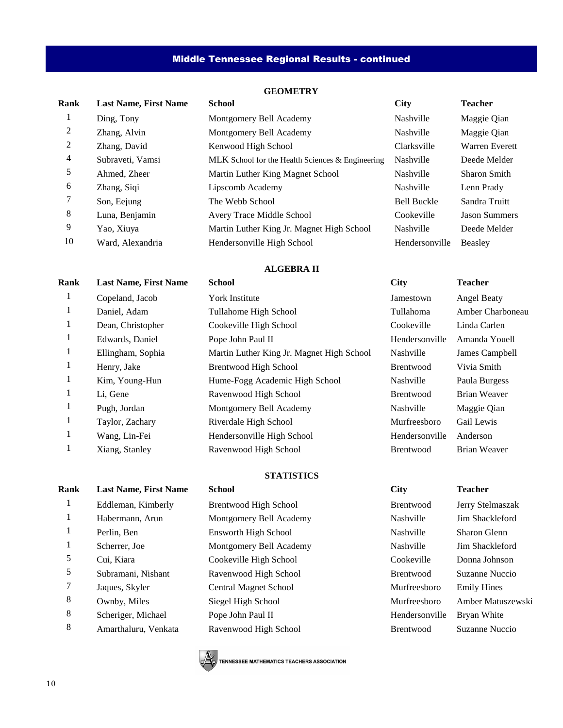## Middle Tennessee Regional Results - continued

### GEOMETRY

| Rank | Last Name, First Name | School | City | Teacher |
|---|---|---|---|---|
| 1 | Ding, Tony | Montgomery Bell Academy | Nashville | Maggie Qian |
| 2 | Zhang, Alvin | Montgomery Bell Academy | Nashville | Maggie Qian |
| 2 | Zhang, David | Kenwood High School | Clarksville | Warren Everett |
| 4 | Subraveti, Vamsi | MLK School for the Health Sciences & Engineering | Nashville | Deede Melder |
| 5 | Ahmed, Zheer | Martin Luther King Magnet School | Nashville | Sharon Smith |
| 6 | Zhang, Siqi | Lipscomb Academy | Nashville | Lenn Prady |
| 7 | Son, Eejung | The Webb School | Bell Buckle | Sandra Truitt |
| 8 | Luna, Benjamin | Avery Trace Middle School | Cookeville | Jason Summers |
| 9 | Yao, Xiuya | Martin Luther King Jr. Magnet High School | Nashville | Deede Melder |
| 10 | Ward, Alexandria | Hendersonville High School | Hendersonville | Beasley |

### ALGEBRA II

| Rank | Last Name, First Name | School | City | Teacher |
|---|---|---|---|---|
| 1 | Copeland, Jacob | York Institute | Jamestown | Angel Beaty |
| 1 | Daniel, Adam | Tullahome High School | Tullahoma | Amber Charboneau |
| 1 | Dean, Christopher | Cookeville High School | Cookeville | Linda Carlen |
| 1 | Edwards, Daniel | Pope John Paul II | Hendersonville | Amanda Youell |
| 1 | Ellingham, Sophia | Martin Luther King Jr. Magnet High School | Nashville | James Campbell |
| 1 | Henry, Jake | Brentwood High School | Brentwood | Vivia Smith |
| 1 | Kim, Young-Hun | Hume-Fogg Academic High School | Nashville | Paula Burgess |
| 1 | Li, Gene | Ravenwood High School | Brentwood | Brian Weaver |
| 1 | Pugh, Jordan | Montgomery Bell Academy | Nashville | Maggie Qian |
| 1 | Taylor, Zachary | Riverdale High School | Murfreesboro | Gail Lewis |
| 1 | Wang, Lin-Fei | Hendersonville High School | Hendersonville | Anderson |
| 1 | Xiang, Stanley | Ravenwood High School | Brentwood | Brian Weaver |

### STATISTICS

| Rank | Last Name, First Name | School | City | Teacher |
|---|---|---|---|---|
| 1 | Eddleman, Kimberly | Brentwood High School | Brentwood | Jerry Stelmaszak |
| 1 | Habermann, Arun | Montgomery Bell Academy | Nashville | Jim Shackleford |
| 1 | Perlin, Ben | Ensworth High School | Nashville | Sharon Glenn |
| 1 | Scherrer, Joe | Montgomery Bell Academy | Nashville | Jim Shackleford |
| 5 | Cui, Kiara | Cookeville High School | Cookeville | Donna Johnson |
| 5 | Subramani, Nishant | Ravenwood High School | Brentwood | Suzanne Nuccio |
| 7 | Jaques, Skyler | Central Magnet School | Murfreesboro | Emily Hines |
| 8 | Ownby, Miles | Siegel High School | Murfreesboro | Amber Matuszewski |
| 8 | Scheriger, Michael | Pope John Paul II | Hendersonville | Bryan White |
| 8 | Amarthaluru, Venkata | Ravenwood High School | Brentwood | Suzanne Nuccio |

TENNESSEE MATHEMATICS TEACHERS ASSOCIATION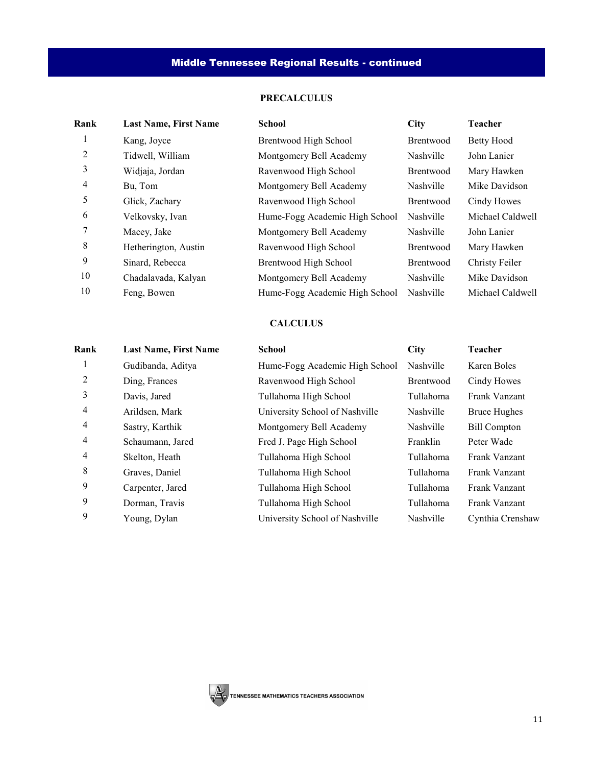## Middle Tennessee Regional Results - continued

### PRECALCULUS

| Rank | Last Name, First Name | School | City | Teacher |
|---|---|---|---|---|
| 1 | Kang, Joyce | Brentwood High School | Brentwood | Betty Hood |
| 2 | Tidwell, William | Montgomery Bell Academy | Nashville | John Lanier |
| 3 | Widjaja, Jordan | Ravenwood High School | Brentwood | Mary Hawken |
| 4 | Bu, Tom | Montgomery Bell Academy | Nashville | Mike Davidson |
| 5 | Glick, Zachary | Ravenwood High School | Brentwood | Cindy Howes |
| 6 | Velkovsky, Ivan | Hume-Fogg Academic High School | Nashville | Michael Caldwell |
| 7 | Macey, Jake | Montgomery Bell Academy | Nashville | John Lanier |
| 8 | Hetherington, Austin | Ravenwood High School | Brentwood | Mary Hawken |
| 9 | Sinard, Rebecca | Brentwood High School | Brentwood | Christy Feiler |
| 10 | Chadalavada, Kalyan | Montgomery Bell Academy | Nashville | Mike Davidson |
| 10 | Feng, Bowen | Hume-Fogg Academic High School | Nashville | Michael Caldwell |

### CALCULUS

| Rank | Last Name, First Name | School | City | Teacher |
|---|---|---|---|---|
| 1 | Gudibanda, Aditya | Hume-Fogg Academic High School | Nashville | Karen Boles |
| 2 | Ding, Frances | Ravenwood High School | Brentwood | Cindy Howes |
| 3 | Davis, Jared | Tullahoma High School | Tullahoma | Frank Vanzant |
| 4 | Arildsen, Mark | University School of Nashville | Nashville | Bruce Hughes |
| 4 | Sastry, Karthik | Montgomery Bell Academy | Nashville | Bill Compton |
| 4 | Schaumann, Jared | Fred J. Page High School | Franklin | Peter Wade |
| 4 | Skelton, Heath | Tullahoma High School | Tullahoma | Frank Vanzant |
| 8 | Graves, Daniel | Tullahoma High School | Tullahoma | Frank Vanzant |
| 9 | Carpenter, Jared | Tullahoma High School | Tullahoma | Frank Vanzant |
| 9 | Dorman, Travis | Tullahoma High School | Tullahoma | Frank Vanzant |
| 9 | Young, Dylan | University School of Nashville | Nashville | Cynthia Crenshaw |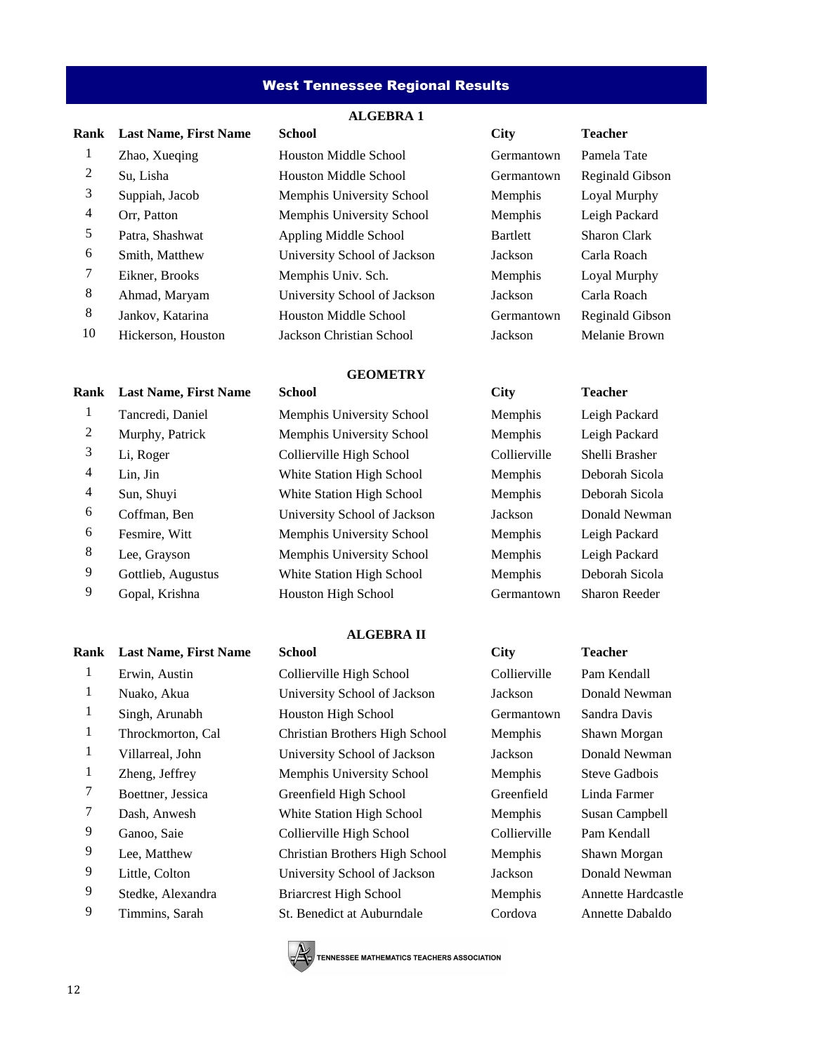## West Tennessee Regional Results

### ALGEBRA 1

| Rank | Last Name, First Name | School | City | Teacher |
|---|---|---|---|---|
| 1 | Zhao, Xueqing | Houston Middle School | Germantown | Pamela Tate |
| 2 | Su, Lisha | Houston Middle School | Germantown | Reginald Gibson |
| 3 | Suppiah, Jacob | Memphis University School | Memphis | Loyal Murphy |
| 4 | Orr, Patton | Memphis University School | Memphis | Leigh Packard |
| 5 | Patra, Shashwat | Appling Middle School | Bartlett | Sharon Clark |
| 6 | Smith, Matthew | University School of Jackson | Jackson | Carla Roach |
| 7 | Eikner, Brooks | Memphis Univ. Sch. | Memphis | Loyal Murphy |
| 8 | Ahmad, Maryam | University School of Jackson | Jackson | Carla Roach |
| 8 | Jankov, Katarina | Houston Middle School | Germantown | Reginald Gibson |
| 10 | Hickerson, Houston | Jackson Christian School | Jackson | Melanie Brown |

### GEOMETRY

| Rank | Last Name, First Name | School | City | Teacher |
|---|---|---|---|---|
| 1 | Tancredi, Daniel | Memphis University School | Memphis | Leigh Packard |
| 2 | Murphy, Patrick | Memphis University School | Memphis | Leigh Packard |
| 3 | Li, Roger | Collierville High School | Collierville | Shelli Brasher |
| 4 | Lin, Jin | White Station High School | Memphis | Deborah Sicola |
| 4 | Sun, Shuyi | White Station High School | Memphis | Deborah Sicola |
| 6 | Coffman, Ben | University School of Jackson | Jackson | Donald Newman |
| 6 | Fesmire, Witt | Memphis University School | Memphis | Leigh Packard |
| 8 | Lee, Grayson | Memphis University School | Memphis | Leigh Packard |
| 9 | Gottlieb, Augustus | White Station High School | Memphis | Deborah Sicola |
| 9 | Gopal, Krishna | Houston High School | Germantown | Sharon Reeder |

### ALGEBRA II

| Rank | Last Name, First Name | School | City | Teacher |
|---|---|---|---|---|
| 1 | Erwin, Austin | Collierville High School | Collierville | Pam Kendall |
| 1 | Nuako, Akua | University School of Jackson | Jackson | Donald Newman |
| 1 | Singh, Arunabh | Houston High School | Germantown | Sandra Davis |
| 1 | Throckmorton, Cal | Christian Brothers High School | Memphis | Shawn Morgan |
| 1 | Villarreal, John | University School of Jackson | Jackson | Donald Newman |
| 1 | Zheng, Jeffrey | Memphis University School | Memphis | Steve Gadbois |
| 7 | Boettner, Jessica | Greenfield High School | Greenfield | Linda Farmer |
| 7 | Dash, Anwesh | White Station High School | Memphis | Susan Campbell |
| 9 | Ganoo, Saie | Collierville High School | Collierville | Pam Kendall |
| 9 | Lee, Matthew | Christian Brothers High School | Memphis | Shawn Morgan |
| 9 | Little, Colton | University School of Jackson | Jackson | Donald Newman |
| 9 | Stedke, Alexandra | Briarcrest High School | Memphis | Annette Hardcastle |
| 9 | Timmins, Sarah | St. Benedict at Auburndale | Cordova | Annette Dabaldo |

TENNESSEE MATHEMATICS TEACHERS ASSOCIATION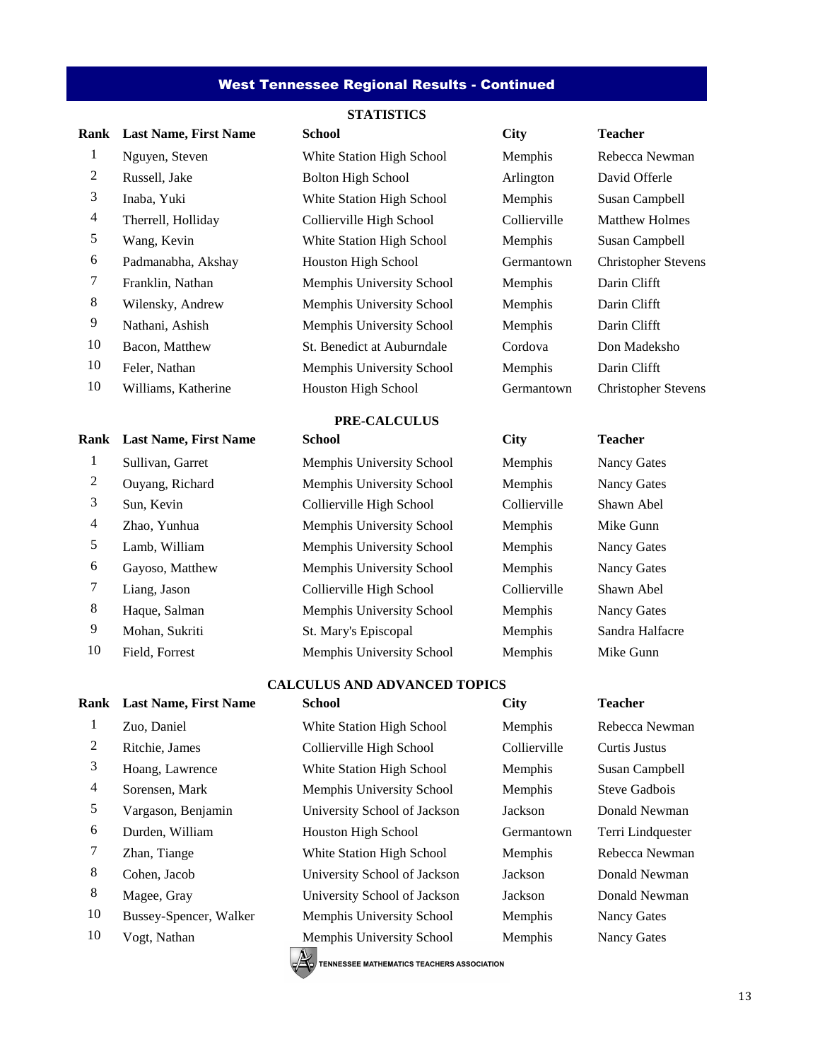## West Tennessee Regional Results - Continued

### STATISTICS

| Rank | Last Name, First Name | School | City | Teacher |
|---|---|---|---|---|
| 1 | Nguyen, Steven | White Station High School | Memphis | Rebecca Newman |
| 2 | Russell, Jake | Bolton High School | Arlington | David Offerle |
| 3 | Inaba, Yuki | White Station High School | Memphis | Susan Campbell |
| 4 | Therrell, Holliday | Collierville High School | Collierville | Matthew Holmes |
| 5 | Wang, Kevin | White Station High School | Memphis | Susan Campbell |
| 6 | Padmanabha, Akshay | Houston High School | Germantown | Christopher Stevens |
| 7 | Franklin, Nathan | Memphis University School | Memphis | Darin Clifft |
| 8 | Wilensky, Andrew | Memphis University School | Memphis | Darin Clifft |
| 9 | Nathani, Ashish | Memphis University School | Memphis | Darin Clifft |
| 10 | Bacon, Matthew | St. Benedict at Auburndale | Cordova | Don Madeksho |
| 10 | Feler, Nathan | Memphis University School | Memphis | Darin Clifft |
| 10 | Williams, Katherine | Houston High School | Germantown | Christopher Stevens |

### PRE-CALCULUS

| Rank | Last Name, First Name | School | City | Teacher |
|---|---|---|---|---|
| 1 | Sullivan, Garret | Memphis University School | Memphis | Nancy Gates |
| 2 | Ouyang, Richard | Memphis University School | Memphis | Nancy Gates |
| 3 | Sun, Kevin | Collierville High School | Collierville | Shawn Abel |
| 4 | Zhao, Yunhua | Memphis University School | Memphis | Mike Gunn |
| 5 | Lamb, William | Memphis University School | Memphis | Nancy Gates |
| 6 | Gayoso, Matthew | Memphis University School | Memphis | Nancy Gates |
| 7 | Liang, Jason | Collierville High School | Collierville | Shawn Abel |
| 8 | Haque, Salman | Memphis University School | Memphis | Nancy Gates |
| 9 | Mohan, Sukriti | St. Mary's Episcopal | Memphis | Sandra Halfacre |
| 10 | Field, Forrest | Memphis University School | Memphis | Mike Gunn |

### CALCULUS AND ADVANCED TOPICS

| Rank | Last Name, First Name | School | City | Teacher |
|---|---|---|---|---|
| 1 | Zuo, Daniel | White Station High School | Memphis | Rebecca Newman |
| 2 | Ritchie, James | Collierville High School | Collierville | Curtis Justus |
| 3 | Hoang, Lawrence | White Station High School | Memphis | Susan Campbell |
| 4 | Sorensen, Mark | Memphis University School | Memphis | Steve Gadbois |
| 5 | Vargason, Benjamin | University School of Jackson | Jackson | Donald Newman |
| 6 | Durden, William | Houston High School | Germantown | Terri Lindquester |
| 7 | Zhan, Tiange | White Station High School | Memphis | Rebecca Newman |
| 8 | Cohen, Jacob | University School of Jackson | Jackson | Donald Newman |
| 8 | Magee, Gray | University School of Jackson | Jackson | Donald Newman |
| 10 | Bussey-Spencer, Walker | Memphis University School | Memphis | Nancy Gates |
| 10 | Vogt, Nathan | Memphis University School | Memphis | Nancy Gates |

TENNESSEE MATHEMATICS TEACHERS ASSOCIATION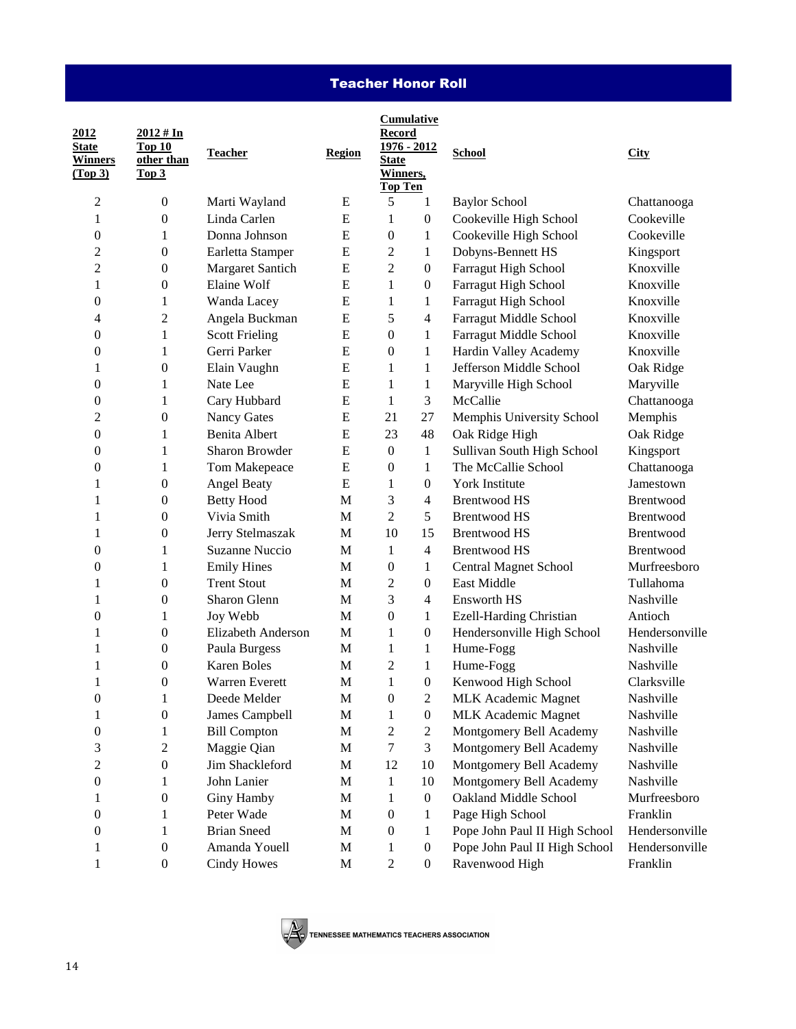## Teacher Honor Roll

| 2012 State Winners (Top 3) | 2012 # In Top 10 other than Top 3 | Teacher | Region | Cumulative Record 1976 - 2012 State Winners, | Top Ten | School | City |
|---|---|---|---|---|---|---|---|
| 2 | 0 | Marti Wayland | E | 5 | 1 | Baylor School | Chattanooga |
| 1 | 0 | Linda Carlen | E | 1 | 0 | Cookeville High School | Cookeville |
| 0 | 1 | Donna Johnson | E | 0 | 1 | Cookeville High School | Cookeville |
| 2 | 0 | Earletta Stamper | E | 2 | 1 | Dobyns-Bennett HS | Kingsport |
| 2 | 0 | Margaret Santich | E | 2 | 0 | Farragut High School | Knoxville |
| 1 | 0 | Elaine Wolf | E | 1 | 0 | Farragut High School | Knoxville |
| 0 | 1 | Wanda Lacey | E | 1 | 1 | Farragut High School | Knoxville |
| 4 | 2 | Angela Buckman | E | 5 | 4 | Farragut Middle School | Knoxville |
| 0 | 1 | Scott Frieling | E | 0 | 1 | Farragut Middle School | Knoxville |
| 0 | 1 | Gerri Parker | E | 0 | 1 | Hardin Valley Academy | Knoxville |
| 1 | 0 | Elain Vaughn | E | 1 | 1 | Jefferson Middle School | Oak Ridge |
| 0 | 1 | Nate Lee | E | 1 | 1 | Maryville High School | Maryville |
| 0 | 1 | Cary Hubbard | E | 1 | 3 | McCallie | Chattanooga |
| 2 | 0 | Nancy Gates | E | 21 | 27 | Memphis University School | Memphis |
| 0 | 1 | Benita Albert | E | 23 | 48 | Oak Ridge High | Oak Ridge |
| 0 | 1 | Sharon Browder | E | 0 | 1 | Sullivan South High School | Kingsport |
| 0 | 1 | Tom Makepeace | E | 0 | 1 | The McCallie School | Chattanooga |
| 1 | 0 | Angel Beaty | E | 1 | 0 | York Institute | Jamestown |
| 1 | 0 | Betty Hood | M | 3 | 4 | Brentwood HS | Brentwood |
| 1 | 0 | Vivia Smith | M | 2 | 5 | Brentwood HS | Brentwood |
| 1 | 0 | Jerry Stelmaszak | M | 10 | 15 | Brentwood HS | Brentwood |
| 0 | 1 | Suzanne Nuccio | M | 1 | 4 | Brentwood HS | Brentwood |
| 0 | 1 | Emily Hines | M | 0 | 1 | Central Magnet School | Murfreesboro |
| 1 | 0 | Trent Stout | M | 2 | 0 | East Middle | Tullahoma |
| 1 | 0 | Sharon Glenn | M | 3 | 4 | Ensworth HS | Nashville |
| 0 | 1 | Joy Webb | M | 0 | 1 | Ezell-Harding Christian | Antioch |
| 1 | 0 | Elizabeth Anderson | M | 1 | 0 | Hendersonville High School | Hendersonville |
| 1 | 0 | Paula Burgess | M | 1 | 1 | Hume-Fogg | Nashville |
| 1 | 0 | Karen Boles | M | 2 | 1 | Hume-Fogg | Nashville |
| 1 | 0 | Warren Everett | M | 1 | 0 | Kenwood High School | Clarksville |
| 0 | 1 | Deede Melder | M | 0 | 2 | MLK Academic Magnet | Nashville |
| 1 | 0 | James Campbell | M | 1 | 0 | MLK Academic Magnet | Nashville |
| 0 | 1 | Bill Compton | M | 2 | 2 | Montgomery Bell Academy | Nashville |
| 3 | 2 | Maggie Qian | M | 7 | 3 | Montgomery Bell Academy | Nashville |
| 2 | 0 | Jim Shackleford | M | 12 | 10 | Montgomery Bell Academy | Nashville |
| 0 | 1 | John Lanier | M | 1 | 10 | Montgomery Bell Academy | Nashville |
| 1 | 0 | Giny Hamby | M | 1 | 0 | Oakland Middle School | Murfreesboro |
| 0 | 1 | Peter Wade | M | 0 | 1 | Page High School | Franklin |
| 0 | 1 | Brian Sneed | M | 0 | 1 | Pope John Paul II High School | Hendersonville |
| 1 | 0 | Amanda Youell | M | 1 | 0 | Pope John Paul II High School | Hendersonville |
| 1 | 0 | Cindy Howes | M | 2 | 0 | Ravenwood High | Franklin |

TENNESSEE MATHEMATICS TEACHERS ASSOCIATION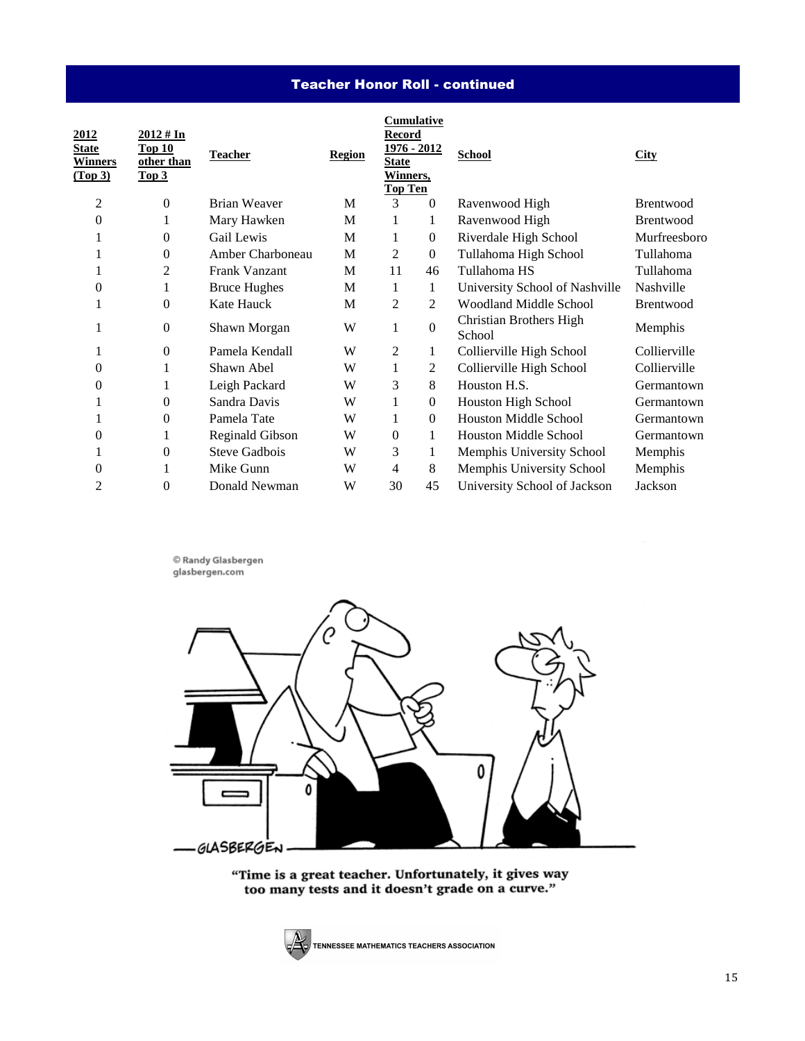## Teacher Honor Roll - continued

| 2012 State Winners (Top 3) | 2012 # In Top 10 other than Top 3 | Teacher | Region | Cumulative Record 1976 - 2012 State Winners, | Top Ten | School | City |
|---|---|---|---|---|---|---|---|
| 2 | 0 | Brian Weaver | M | 3 | 0 | Ravenwood High | Brentwood |
| 0 | 1 | Mary Hawken | M | 1 | 1 | Ravenwood High | Brentwood |
| 1 | 0 | Gail Lewis | M | 1 | 0 | Riverdale High School | Murfreesboro |
| 1 | 0 | Amber Charboneau | M | 2 | 0 | Tullahoma High School | Tullahoma |
| 1 | 2 | Frank Vanzant | M | 11 | 46 | Tullahoma HS | Tullahoma |
| 0 | 1 | Bruce Hughes | M | 1 | 1 | University School of Nashville | Nashville |
| 1 | 0 | Kate Hauck | M | 2 | 2 | Woodland Middle School | Brentwood |
| 1 | 0 | Shawn Morgan | W | 1 | 0 | Christian Brothers High School | Memphis |
| 1 | 0 | Pamela Kendall | W | 2 | 1 | Collierville High School | Collierville |
| 0 | 1 | Shawn Abel | W | 1 | 2 | Collierville High School | Collierville |
| 0 | 1 | Leigh Packard | W | 3 | 8 | Houston H.S. | Germantown |
| 1 | 0 | Sandra Davis | W | 1 | 0 | Houston High School | Germantown |
| 1 | 0 | Pamela Tate | W | 1 | 0 | Houston Middle School | Germantown |
| 0 | 1 | Reginald Gibson | W | 0 | 1 | Houston Middle School | Germantown |
| 1 | 0 | Steve Gadbois | W | 3 | 1 | Memphis University School | Memphis |
| 0 | 1 | Mike Gunn | W | 4 | 8 | Memphis University School | Memphis |
| 2 | 0 | Donald Newman | W | 30 | 45 | University School of Jackson | Jackson |

© Randy Glasbergen glasbergen.com

"Time is a great teacher. Unfortunately, it gives way too many tests and it doesn't grade on a curve."

TENNESSEE MATHEMATICS TEACHERS ASSOCIATION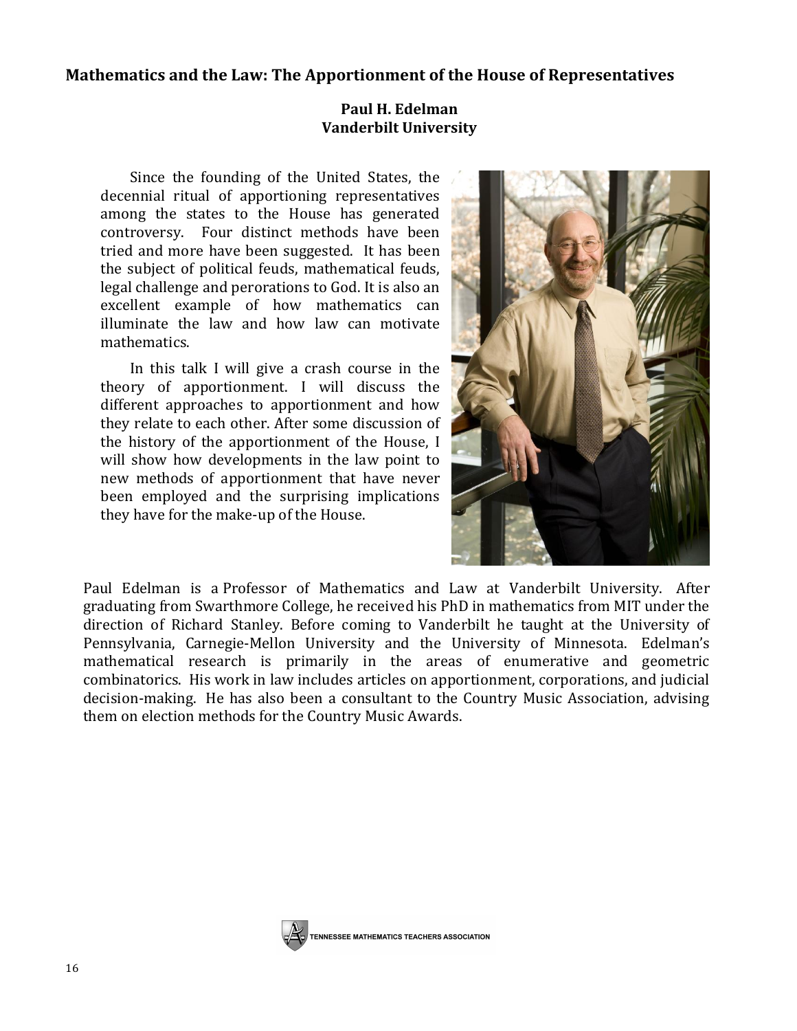## Mathematics and the Law: The Apportionment of the House of Representatives

**Paul H. Edelman**
**Vanderbilt University**

Since the founding of the United States, the decennial ritual of apportioning representatives among the states to the House has generated controversy. Four distinct methods have been tried and more have been suggested. It has been the subject of political feuds, mathematical feuds, legal challenge and perorations to God. It is also an excellent example of how mathematics can illuminate the law and how law can motivate mathematics.

In this talk I will give a crash course in the theory of apportionment. I will discuss the different approaches to apportionment and how they relate to each other. After some discussion of the history of the apportionment of the House, I will show how developments in the law point to new methods of apportionment that have never been employed and the surprising implications they have for the make-up of the House.

Paul Edelman is a Professor of Mathematics and Law at Vanderbilt University. After graduating from Swarthmore College, he received his PhD in mathematics from MIT under the direction of Richard Stanley. Before coming to Vanderbilt he taught at the University of Pennsylvania, Carnegie-Mellon University and the University of Minnesota. Edelman's mathematical research is primarily in the areas of enumerative and geometric combinatorics. His work in law includes articles on apportionment, corporations, and judicial decision-making. He has also been a consultant to the Country Music Association, advising them on election methods for the Country Music Awards.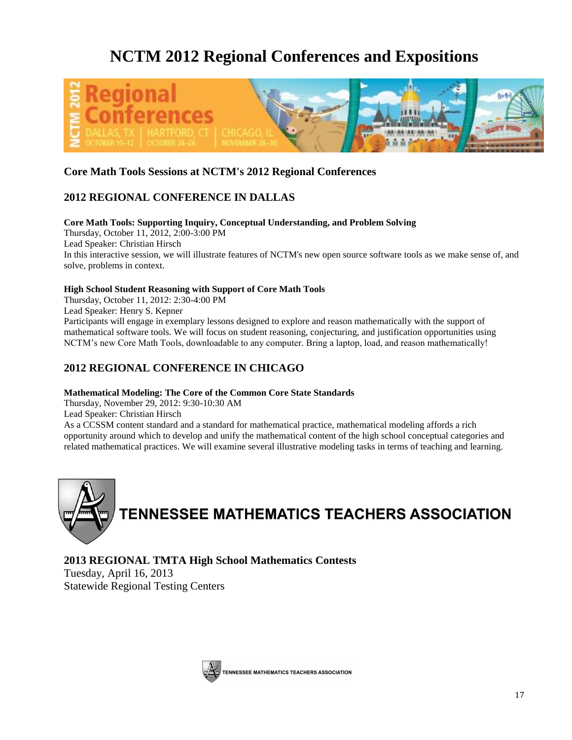# NCTM 2012 Regional Conferences and Expositions

### Core Math Tools Sessions at NCTM's 2012 Regional Conferences

## 2012 REGIONAL CONFERENCE IN DALLAS

**Core Math Tools: Supporting Inquiry, Conceptual Understanding, and Problem Solving**
Thursday, October 11, 2012, 2:00-3:00 PM
Lead Speaker: Christian Hirsch
In this interactive session, we will illustrate features of NCTM's new open source software tools as we make sense of, and solve, problems in context.

**High School Student Reasoning with Support of Core Math Tools**
Thursday, October 11, 2012: 2:30-4:00 PM
Lead Speaker: Henry S. Kepner
Participants will engage in exemplary lessons designed to explore and reason mathematically with the support of mathematical software tools. We will focus on student reasoning, conjecturing, and justification opportunities using NCTM's new Core Math Tools, downloadable to any computer. Bring a laptop, load, and reason mathematically!

## 2012 REGIONAL CONFERENCE IN CHICAGO

**Mathematical Modeling: The Core of the Common Core State Standards**
Thursday, November 29, 2012: 9:30-10:30 AM
Lead Speaker: Christian Hirsch
As a CCSSM content standard and a standard for mathematical practice, mathematical modeling affords a rich opportunity around which to develop and unify the mathematical content of the high school conceptual categories and related mathematical practices. We will examine several illustrative modeling tasks in terms of teaching and learning.

## TENNESSEE MATHEMATICS TEACHERS ASSOCIATION

**2013 REGIONAL TMTA High School Mathematics Contests**
Tuesday, April 16, 2013
Statewide Regional Testing Centers